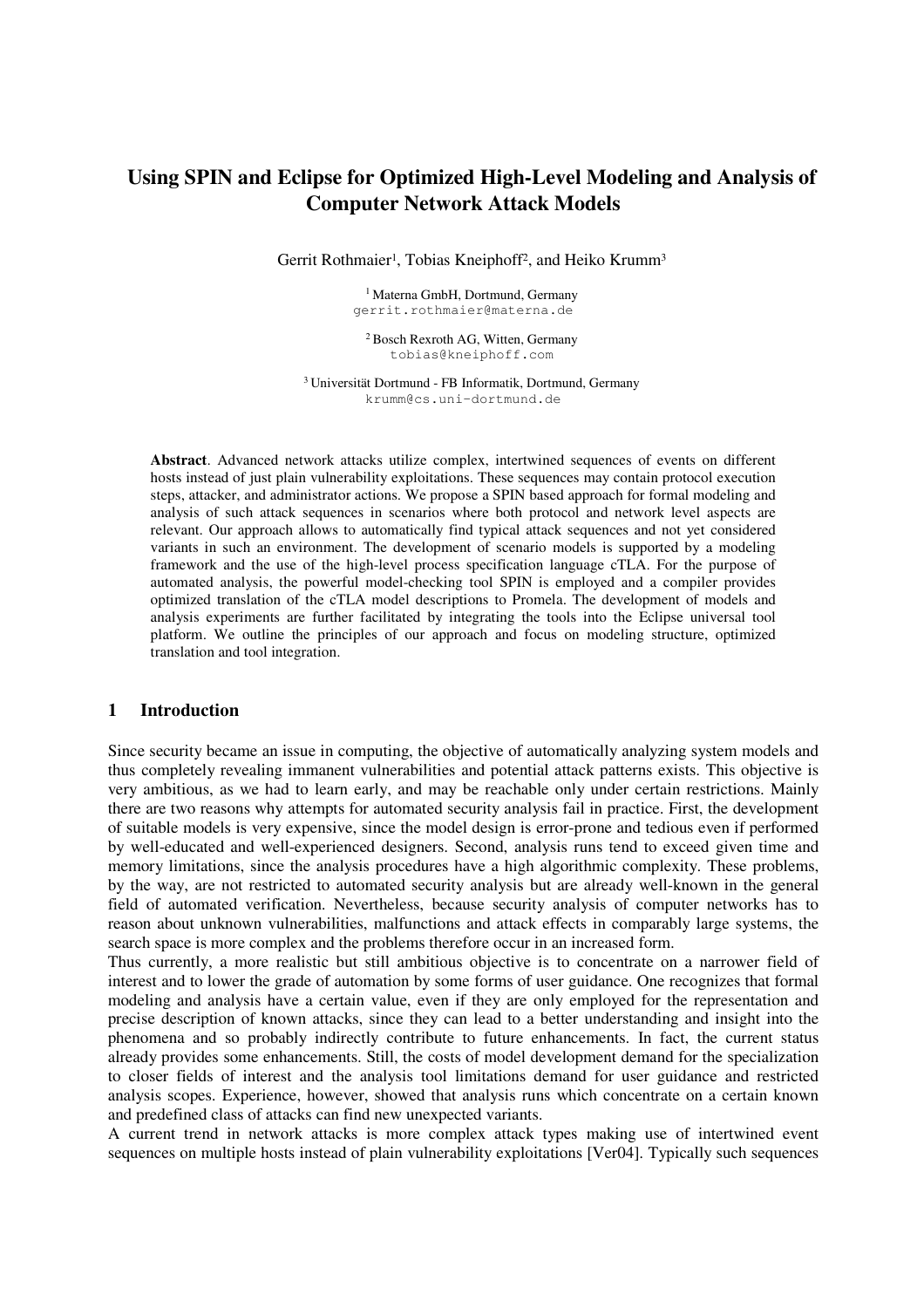# Using SPIN and Eclipse for Optimized High-Level Modeling and Analysis of Computer Network Attack Models

Gerrit Rothmaier[1], Tobias Kneiphoff[2], and Heiko Krumm[3]

[1] Materna GmbH, Dortmund, Germany
gerrit.rothmaier@materna.de

[2] Bosch Rexroth AG, Witten, Germany
tobias@kneiphoff.com

[3] Universität Dortmund - FB Informatik, Dortmund, Germany
krumm@cs.uni-dortmund.de

**Abstract**. Advanced network attacks utilize complex, intertwined sequences of events on different hosts instead of just plain vulnerability exploitations. These sequences may contain protocol execution steps, attacker, and administrator actions. We propose a SPIN based approach for formal modeling and analysis of such attack sequences in scenarios where both protocol and network level aspects are relevant. Our approach allows to automatically find typical attack sequences and not yet considered variants in such an environment. The development of scenario models is supported by a modeling framework and the use of the high-level process specification language cTLA. For the purpose of automated analysis, the powerful model-checking tool SPIN is employed and a compiler provides optimized translation of the cTLA model descriptions to Promela. The development of models and analysis experiments are further facilitated by integrating the tools into the Eclipse universal tool platform. We outline the principles of our approach and focus on modeling structure, optimized translation and tool integration.

## 1 Introduction

Since security became an issue in computing, the objective of automatically analyzing system models and thus completely revealing immanent vulnerabilities and potential attack patterns exists. This objective is very ambitious, as we had to learn early, and may be reachable only under certain restrictions. Mainly there are two reasons why attempts for automated security analysis fail in practice. First, the development of suitable models is very expensive, since the model design is error-prone and tedious even if performed by well-educated and well-experienced designers. Second, analysis runs tend to exceed given time and memory limitations, since the analysis procedures have a high algorithmic complexity. These problems, by the way, are not restricted to automated security analysis but are already well-known in the general field of automated verification. Nevertheless, because security analysis of computer networks has to reason about unknown vulnerabilities, malfunctions and attack effects in comparably large systems, the search space is more complex and the problems therefore occur in an increased form.

Thus currently, a more realistic but still ambitious objective is to concentrate on a narrower field of interest and to lower the grade of automation by some forms of user guidance. One recognizes that formal modeling and analysis have a certain value, even if they are only employed for the representation and precise description of known attacks, since they can lead to a better understanding and insight into the phenomena and so probably indirectly contribute to future enhancements. In fact, the current status already provides some enhancements. Still, the costs of model development demand for the specialization to closer fields of interest and the analysis tool limitations demand for user guidance and restricted analysis scopes. Experience, however, showed that analysis runs which concentrate on a certain known and predefined class of attacks can find new unexpected variants.

A current trend in network attacks is more complex attack types making use of intertwined event sequences on multiple hosts instead of plain vulnerability exploitations [Ver04]. Typically such sequences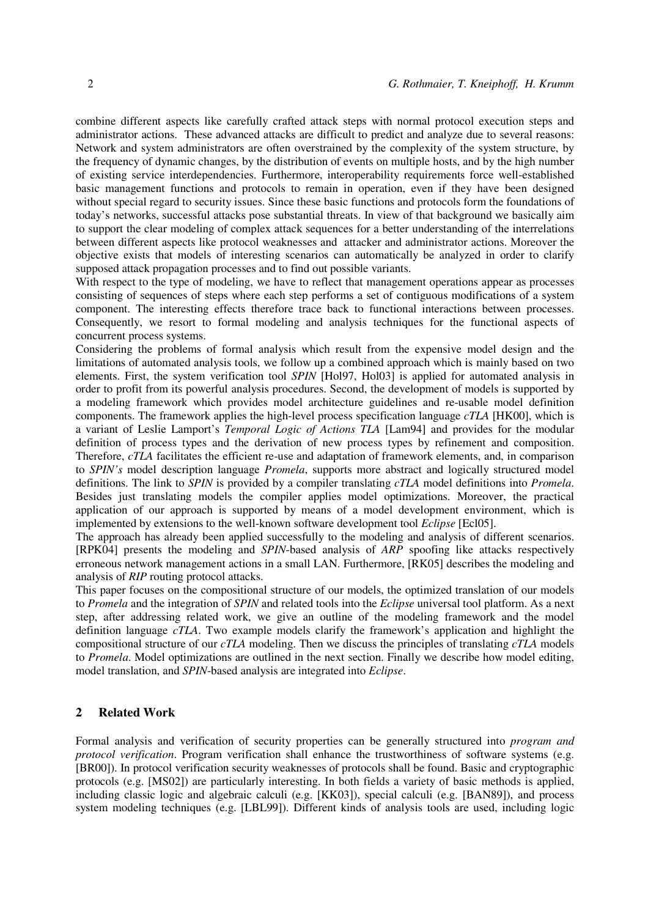combine different aspects like carefully crafted attack steps with normal protocol execution steps and administrator actions. These advanced attacks are difficult to predict and analyze due to several reasons: Network and system administrators are often overstrained by the complexity of the system structure, by the frequency of dynamic changes, by the distribution of events on multiple hosts, and by the high number of existing service interdependencies. Furthermore, interoperability requirements force well-established basic management functions and protocols to remain in operation, even if they have been designed without special regard to security issues. Since these basic functions and protocols form the foundations of today's networks, successful attacks pose substantial threats. In view of that background we basically aim to support the clear modeling of complex attack sequences for a better understanding of the interrelations between different aspects like protocol weaknesses and attacker and administrator actions. Moreover the objective exists that models of interesting scenarios can automatically be analyzed in order to clarify supposed attack propagation processes and to find out possible variants.

With respect to the type of modeling, we have to reflect that management operations appear as processes consisting of sequences of steps where each step performs a set of contiguous modifications of a system component. The interesting effects therefore trace back to functional interactions between processes. Consequently, we resort to formal modeling and analysis techniques for the functional aspects of concurrent process systems.

Considering the problems of formal analysis which result from the expensive model design and the limitations of automated analysis tools, we follow up a combined approach which is mainly based on two elements. First, the system verification tool *SPIN* [Hol97, Hol03] is applied for automated analysis in order to profit from its powerful analysis procedures. Second, the development of models is supported by a modeling framework which provides model architecture guidelines and re-usable model definition components. The framework applies the high-level process specification language *cTLA* [HK00], which is a variant of Leslie Lamport's *Temporal Logic of Actions TLA* [Lam94] and provides for the modular definition of process types and the derivation of new process types by refinement and composition. Therefore, *cTLA* facilitates the efficient re-use and adaptation of framework elements, and, in comparison to *SPIN's* model description language *Promela*, supports more abstract and logically structured model definitions. The link to *SPIN* is provided by a compiler translating *cTLA* model definitions into *Promela*. Besides just translating models the compiler applies model optimizations. Moreover, the practical application of our approach is supported by means of a model development environment, which is implemented by extensions to the well-known software development tool *Eclipse* [Ecl05].

The approach has already been applied successfully to the modeling and analysis of different scenarios. [RPK04] presents the modeling and *SPIN*-based analysis of *ARP* spoofing like attacks respectively erroneous network management actions in a small LAN. Furthermore, [RK05] describes the modeling and analysis of *RIP* routing protocol attacks.

This paper focuses on the compositional structure of our models, the optimized translation of our models to *Promela* and the integration of *SPIN* and related tools into the *Eclipse* universal tool platform. As a next step, after addressing related work, we give an outline of the modeling framework and the model definition language *cTLA*. Two example models clarify the framework's application and highlight the compositional structure of our *cTLA* modeling. Then we discuss the principles of translating *cTLA* models to *Promela*. Model optimizations are outlined in the next section. Finally we describe how model editing, model translation, and *SPIN*-based analysis are integrated into *Eclipse*.

## 2 Related Work

Formal analysis and verification of security properties can be generally structured into *program and protocol verification*. Program verification shall enhance the trustworthiness of software systems (e.g. [BR00]). In protocol verification security weaknesses of protocols shall be found. Basic and cryptographic protocols (e.g. [MS02]) are particularly interesting. In both fields a variety of basic methods is applied, including classic logic and algebraic calculi (e.g. [KK03]), special calculi (e.g. [BAN89]), and process system modeling techniques (e.g. [LBL99]). Different kinds of analysis tools are used, including logic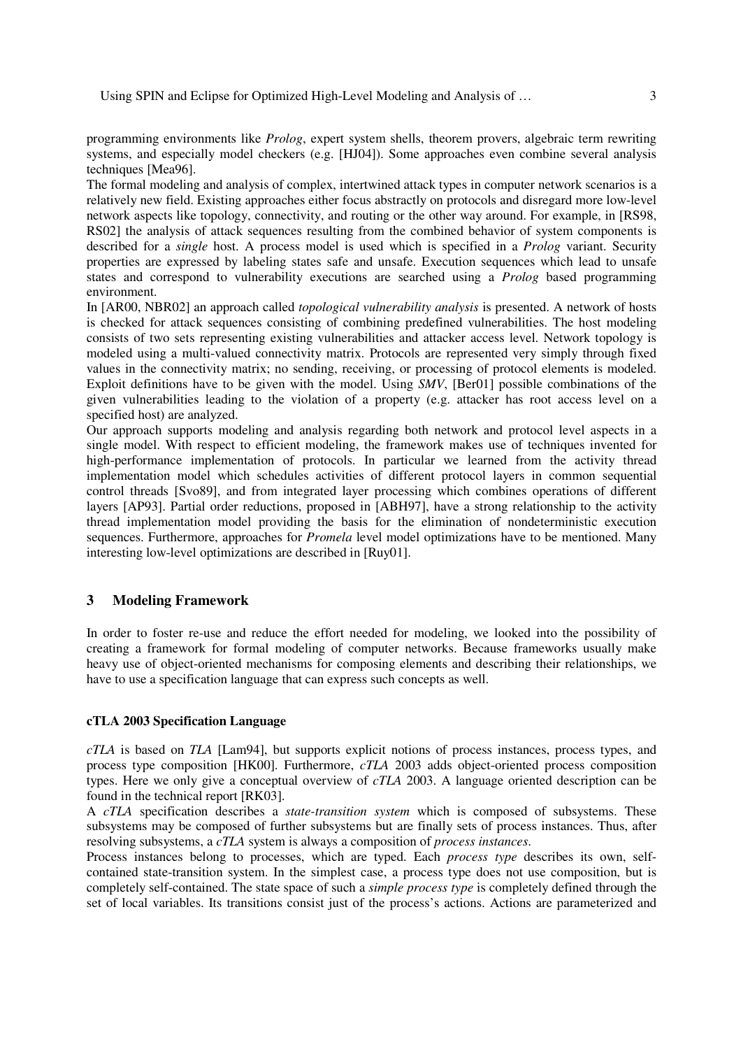programming environments like *Prolog*, expert system shells, theorem provers, algebraic term rewriting systems, and especially model checkers (e.g. [HJ04]). Some approaches even combine several analysis techniques [Mea96].

The formal modeling and analysis of complex, intertwined attack types in computer network scenarios is a relatively new field. Existing approaches either focus abstractly on protocols and disregard more low-level network aspects like topology, connectivity, and routing or the other way around. For example, in [RS98, RS02] the analysis of attack sequences resulting from the combined behavior of system components is described for a *single* host. A process model is used which is specified in a *Prolog* variant. Security properties are expressed by labeling states safe and unsafe. Execution sequences which lead to unsafe states and correspond to vulnerability executions are searched using a *Prolog* based programming environment.

In [AR00, NBR02] an approach called *topological vulnerability analysis* is presented. A network of hosts is checked for attack sequences consisting of combining predefined vulnerabilities. The host modeling consists of two sets representing existing vulnerabilities and attacker access level. Network topology is modeled using a multi-valued connectivity matrix. Protocols are represented very simply through fixed values in the connectivity matrix; no sending, receiving, or processing of protocol elements is modeled. Exploit definitions have to be given with the model. Using *SMV*, [Ber01] possible combinations of the given vulnerabilities leading to the violation of a property (e.g. attacker has root access level on a specified host) are analyzed.

Our approach supports modeling and analysis regarding both network and protocol level aspects in a single model. With respect to efficient modeling, the framework makes use of techniques invented for high-performance implementation of protocols. In particular we learned from the activity thread implementation model which schedules activities of different protocol layers in common sequential control threads [Svo89], and from integrated layer processing which combines operations of different layers [AP93]. Partial order reductions, proposed in [ABH97], have a strong relationship to the activity thread implementation model providing the basis for the elimination of nondeterministic execution sequences. Furthermore, approaches for *Promela* level model optimizations have to be mentioned. Many interesting low-level optimizations are described in [Ruy01].

## 3 Modeling Framework

In order to foster re-use and reduce the effort needed for modeling, we looked into the possibility of creating a framework for formal modeling of computer networks. Because frameworks usually make heavy use of object-oriented mechanisms for composing elements and describing their relationships, we have to use a specification language that can express such concepts as well.

### cTLA 2003 Specification Language

*cTLA* is based on *TLA* [Lam94], but supports explicit notions of process instances, process types, and process type composition [HK00]. Furthermore, *cTLA* 2003 adds object-oriented process composition types. Here we only give a conceptual overview of *cTLA* 2003. A language oriented description can be found in the technical report [RK03].

A *cTLA* specification describes a *state-transition system* which is composed of subsystems. These subsystems may be composed of further subsystems but are finally sets of process instances. Thus, after resolving subsystems, a *cTLA* system is always a composition of *process instances*.

Process instances belong to processes, which are typed. Each *process type* describes its own, self-contained state-transition system. In the simplest case, a process type does not use composition, but is completely self-contained. The state space of such a *simple process type* is completely defined through the set of local variables. Its transitions consist just of the process's actions. Actions are parameterized and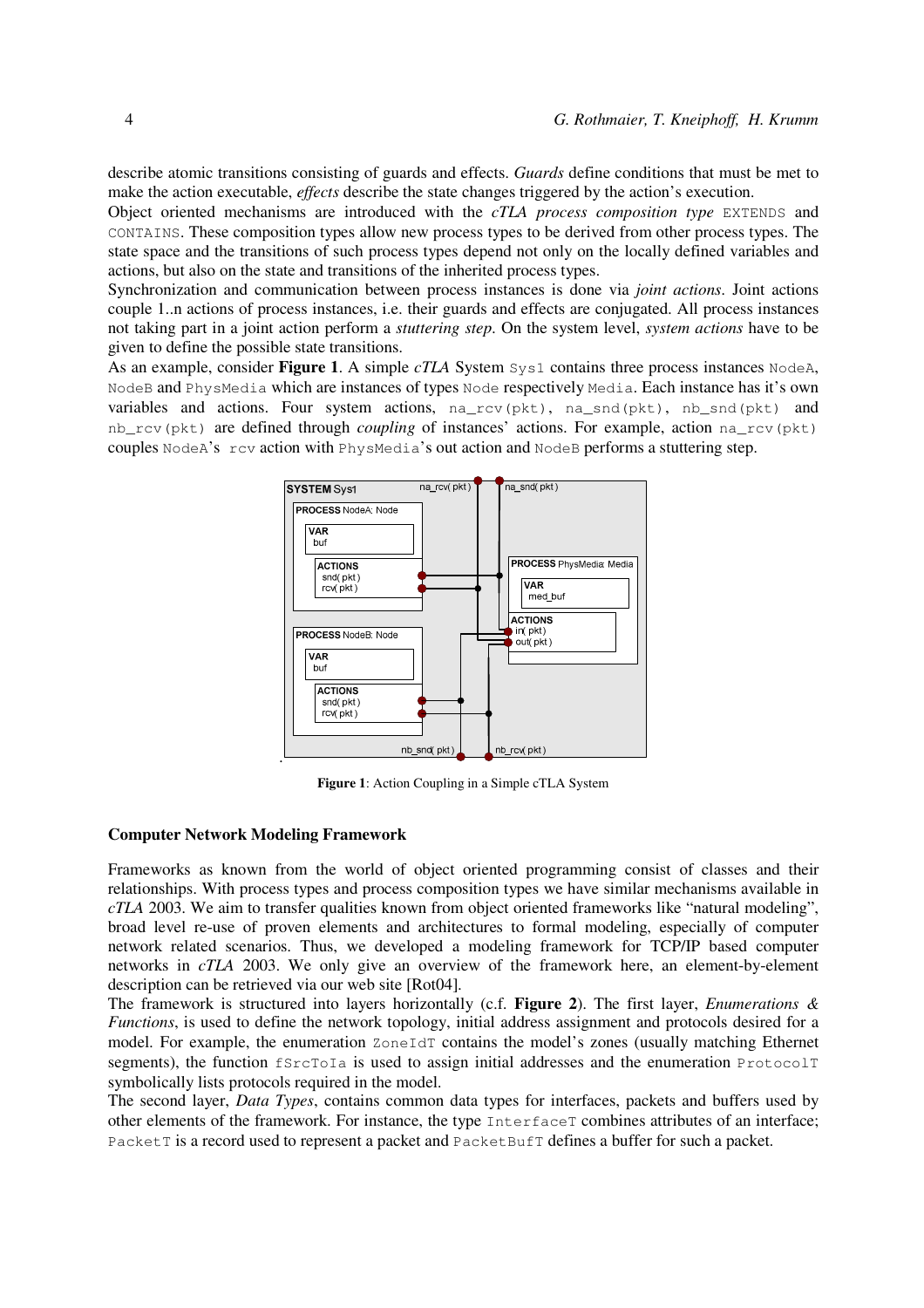describe atomic transitions consisting of guards and effects. *Guards* define conditions that must be met to make the action executable, *effects* describe the state changes triggered by the action's execution.

Object oriented mechanisms are introduced with the *cTLA process composition type* `EXTENDS` and `CONTAINS`. These composition types allow new process types to be derived from other process types. The state space and the transitions of such process types depend not only on the locally defined variables and actions, but also on the state and transitions of the inherited process types.

Synchronization and communication between process instances is done via *joint actions*. Joint actions couple 1..n actions of process instances, i.e. their guards and effects are conjugated. All process instances not taking part in a joint action perform a *stuttering step*. On the system level, *system actions* have to be given to define the possible state transitions.

As an example, consider **Figure 1**. A simple *cTLA* System `Sys1` contains three process instances `NodeA`, `NodeB` and `PhysMedia` which are instances of types `Node` respectively `Media`. Each instance has it's own variables and actions. Four system actions, `na_rcv(pkt)`, `na_snd(pkt)`, `nb_snd(pkt)` and `nb_rcv(pkt)` are defined through *coupling* of instances' actions. For example, action `na_rcv(pkt)` couples `NodeA`'s `rcv` action with `PhysMedia`'s out action and `NodeB` performs a stuttering step.

**Figure 1**: Action Coupling in a Simple cTLA System

**Computer Network Modeling Framework**

Frameworks as known from the world of object oriented programming consist of classes and their relationships. With process types and process composition types we have similar mechanisms available in *cTLA* 2003. We aim to transfer qualities known from object oriented frameworks like "natural modeling", broad level re-use of proven elements and architectures to formal modeling, especially of computer network related scenarios. Thus, we developed a modeling framework for TCP/IP based computer networks in *cTLA* 2003. We only give an overview of the framework here, an element-by-element description can be retrieved via our web site [Rot04].

The framework is structured into layers horizontally (c.f. **Figure 2**). The first layer, *Enumerations & Functions*, is used to define the network topology, initial address assignment and protocols desired for a model. For example, the enumeration `ZoneIdT` contains the model's zones (usually matching Ethernet segments), the function `fSrcToIa` is used to assign initial addresses and the enumeration `ProtocolT` symbolically lists protocols required in the model.

The second layer, *Data Types*, contains common data types for interfaces, packets and buffers used by other elements of the framework. For instance, the type `InterfaceT` combines attributes of an interface; `PacketT` is a record used to represent a packet and `PacketBufT` defines a buffer for such a packet.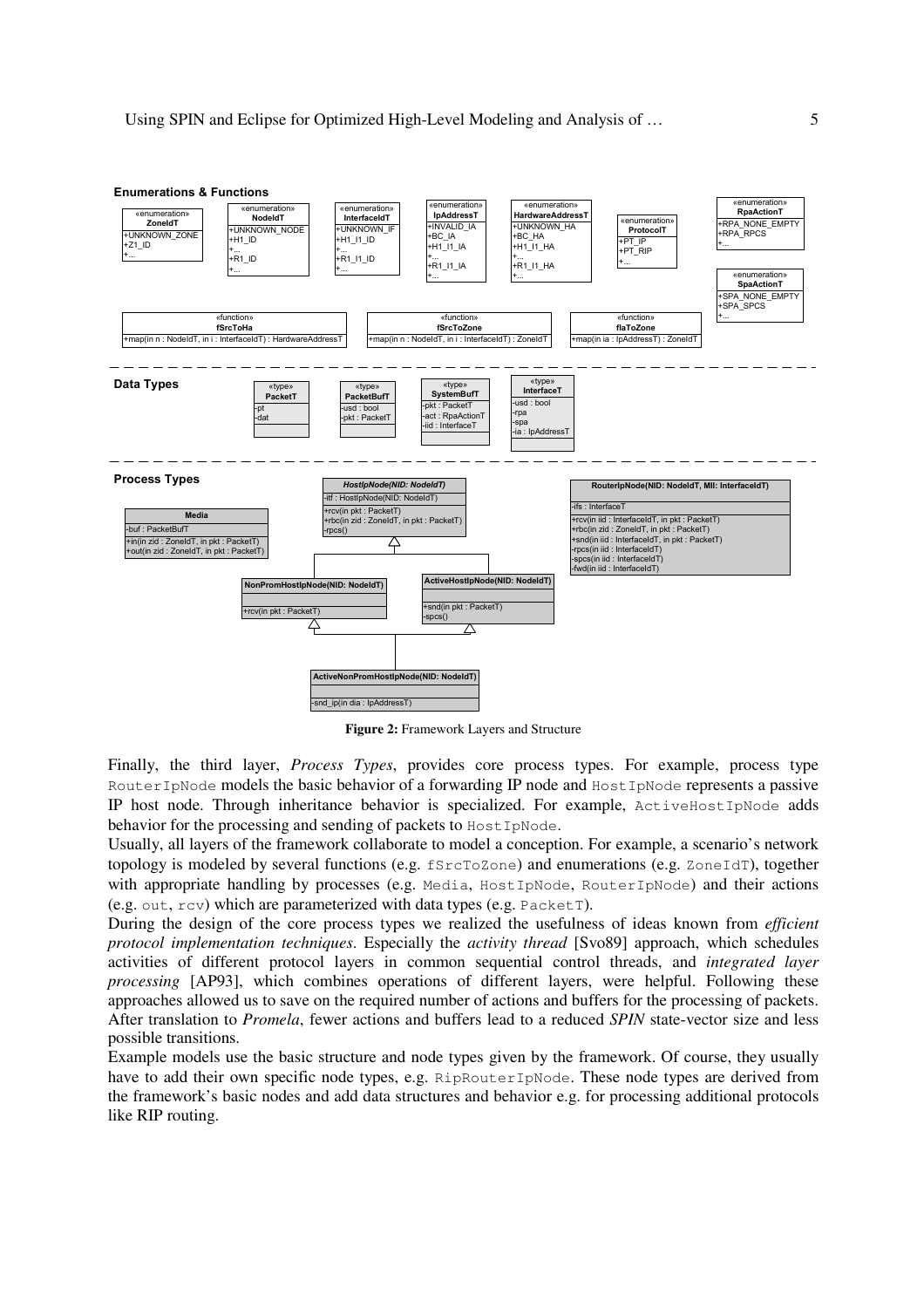**Enumerations & Functions**

«enumeration» **ZoneIdT**: +UNKNOWN_ZONE, +Z1_ID, +...

«enumeration» **NodeIdT**: +UNKNOWN_NODE, +H1_ID, +..., +R1_ID, +...

«enumeration» **InterfaceIdT**: +UNKNOWN_IF, +H1_I1_ID, +..., +R1_I1_ID, +...

«enumeration» **IpAddressT**: +INVALID_IA, +BC_IA, +H1_I1_IA, +..., +R1_I1_IA, +...

«enumeration» **HardwareAddressT**: +UNKNOWN_HA, +BC_HA, +H1_I1_HA, +..., +R1_I1_HA, +...

«enumeration» **ProtocolT**: +PT_IP, +PT_RIP, +...

«enumeration» **RpaActionT**: +RPA_NONE_EMPTY, +RPA_RPCS, +...

«enumeration» **SpaActionT**: +SPA_NONE_EMPTY, +SPA_SPCS, +...

«function» **fSrcToHa**: +map(in n : NodeIdT, in i : InterfaceIdT) : HardwareAddressT

«function» **fSrcToZone**: +map(in n : NodeIdT, in i : InterfaceIdT) : ZoneIdT

«function» **fIaToZone**: +map(in ia : IpAddressT) : ZoneIdT

**Data Types**

«type» **PacketT**: -pt, -dat

«type» **PacketBufT**: -usd : bool, -pkt : PacketT

«type» **SystemBufT**: -pkt : PacketT, -act : RpaActionT, -iid : InterfaceT

«type» **InterfaceT**: -usd : bool, -rpa, -spa, -ia : IpAddressT

**Process Types**

**Media**: -buf : PacketBufT; +in(in zid : ZoneIdT, in pkt : PacketT), +out(in zid : ZoneIdT, in pkt : PacketT)

***HostIpNode(NID: NodeIdT)***: -itf : HostIpNode(NID: NodeIdT); +rcv(in pkt : PacketT), +rbc(in zid : ZoneIdT, in pkt : PacketT), -rpcs()

**RouterIpNode(NID: NodeIdT, MII: InterfaceIdT)**: -ifs : InterfaceT; +rcv(in iid : InterfaceIdT, in pkt : PacketT), +rbc(in zid : ZoneIdT, in pkt : PacketT), +snd(in iid : InterfaceIdT, in pkt : PacketT), -rpcs(in iid : InterfaceIdT), -spcs(in iid : InterfaceIdT), -fwd(in iid : InterfaceIdT)

**NonPromHostIpNode(NID: NodeIdT)**: +rcv(in pkt : PacketT)

**ActiveHostIpNode(NID: NodeIdT)**: +snd(in pkt : PacketT), -spcs()

**ActiveNonPromHostIpNode(NID: NodeIdT)**: -snd_ip(in dia : IpAddressT)

**Figure 2:** Framework Layers and Structure

Finally, the third layer, *Process Types*, provides core process types. For example, process type `RouterIpNode` models the basic behavior of a forwarding IP node and `HostIpNode` represents a passive IP host node. Through inheritance behavior is specialized. For example, `ActiveHostIpNode` adds behavior for the processing and sending of packets to `HostIpNode`.

Usually, all layers of the framework collaborate to model a conception. For example, a scenario's network topology is modeled by several functions (e.g. `fSrcToZone`) and enumerations (e.g. `ZoneIdT`), together with appropriate handling by processes (e.g. `Media`, `HostIpNode`, `RouterIpNode`) and their actions (e.g. `out`, `rcv`) which are parameterized with data types (e.g. `PacketT`).

During the design of the core process types we realized the usefulness of ideas known from *efficient protocol implementation techniques*. Especially the *activity thread* [Svo89] approach, which schedules activities of different protocol layers in common sequential control threads, and *integrated layer processing* [AP93], which combines operations of different layers, were helpful. Following these approaches allowed us to save on the required number of actions and buffers for the processing of packets. After translation to *Promela*, fewer actions and buffers lead to a reduced *SPIN* state-vector size and less possible transitions.

Example models use the basic structure and node types given by the framework. Of course, they usually have to add their own specific node types, e.g. `RipRouterIpNode`. These node types are derived from the framework's basic nodes and add data structures and behavior e.g. for processing additional protocols like RIP routing.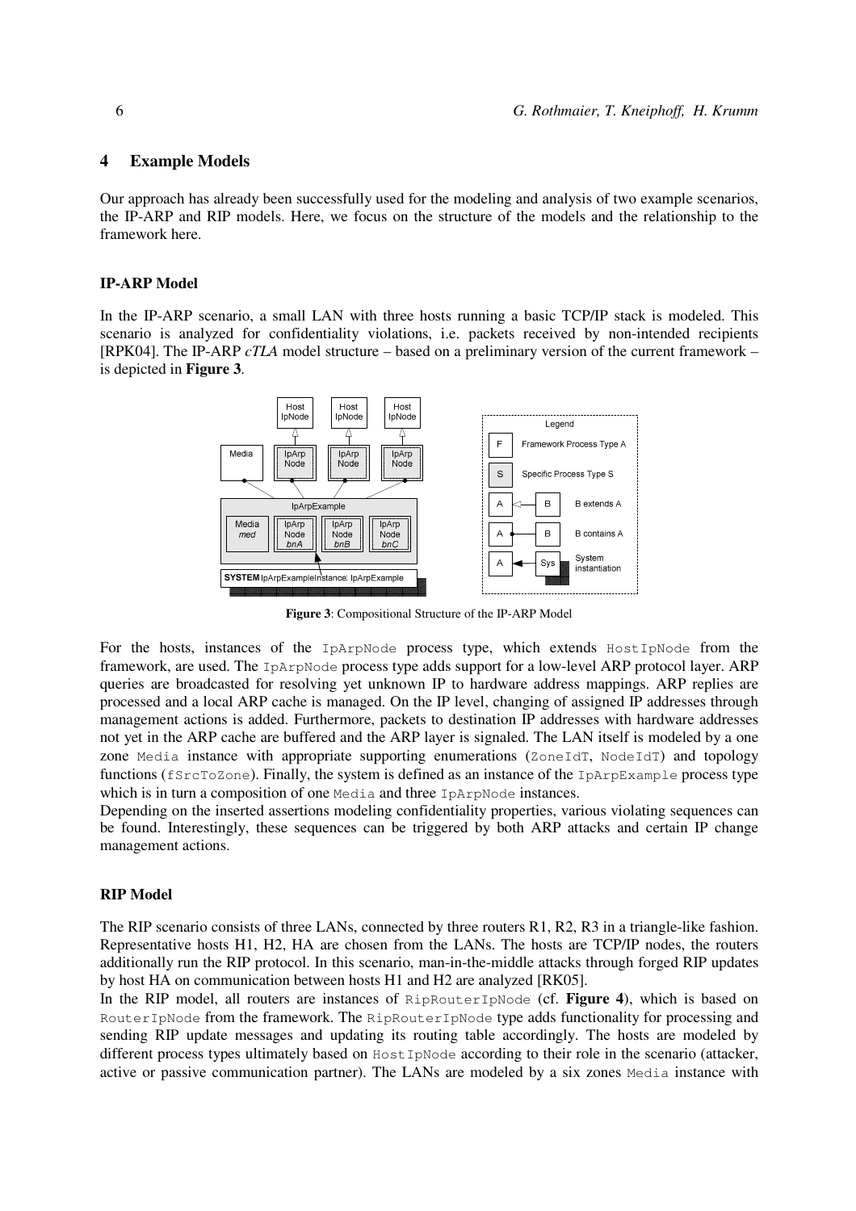## 4 Example Models

Our approach has already been successfully used for the modeling and analysis of two example scenarios, the IP-ARP and RIP models. Here, we focus on the structure of the models and the relationship to the framework here.

### IP-ARP Model

In the IP-ARP scenario, a small LAN with three hosts running a basic TCP/IP stack is modeled. This scenario is analyzed for confidentiality violations, i.e. packets received by non-intended recipients [RPK04]. The IP-ARP *cTLA* model structure – based on a preliminary version of the current framework – is depicted in **Figure 3**.

**Figure 3**: Compositional Structure of the IP-ARP Model

For the hosts, instances of the `IpArpNode` process type, which extends `HostIpNode` from the framework, are used. The `IpArpNode` process type adds support for a low-level ARP protocol layer. ARP queries are broadcasted for resolving yet unknown IP to hardware address mappings. ARP replies are processed and a local ARP cache is managed. On the IP level, changing of assigned IP addresses through management actions is added. Furthermore, packets to destination IP addresses with hardware addresses not yet in the ARP cache are buffered and the ARP layer is signaled. The LAN itself is modeled by a one zone `Media` instance with appropriate supporting enumerations (`ZoneIdT`, `NodeIdT`) and topology functions (`fSrcToZone`). Finally, the system is defined as an instance of the `IpArpExample` process type which is in turn a composition of one `Media` and three `IpArpNode` instances.

Depending on the inserted assertions modeling confidentiality properties, various violating sequences can be found. Interestingly, these sequences can be triggered by both ARP attacks and certain IP change management actions.

### RIP Model

The RIP scenario consists of three LANs, connected by three routers R1, R2, R3 in a triangle-like fashion. Representative hosts H1, H2, HA are chosen from the LANs. The hosts are TCP/IP nodes, the routers additionally run the RIP protocol. In this scenario, man-in-the-middle attacks through forged RIP updates by host HA on communication between hosts H1 and H2 are analyzed [RK05].

In the RIP model, all routers are instances of `RipRouterIpNode` (cf. **Figure 4**), which is based on `RouterIpNode` from the framework. The `RipRouterIpNode` type adds functionality for processing and sending RIP update messages and updating its routing table accordingly. The hosts are modeled by different process types ultimately based on `HostIpNode` according to their role in the scenario (attacker, active or passive communication partner). The LANs are modeled by a six zones `Media` instance with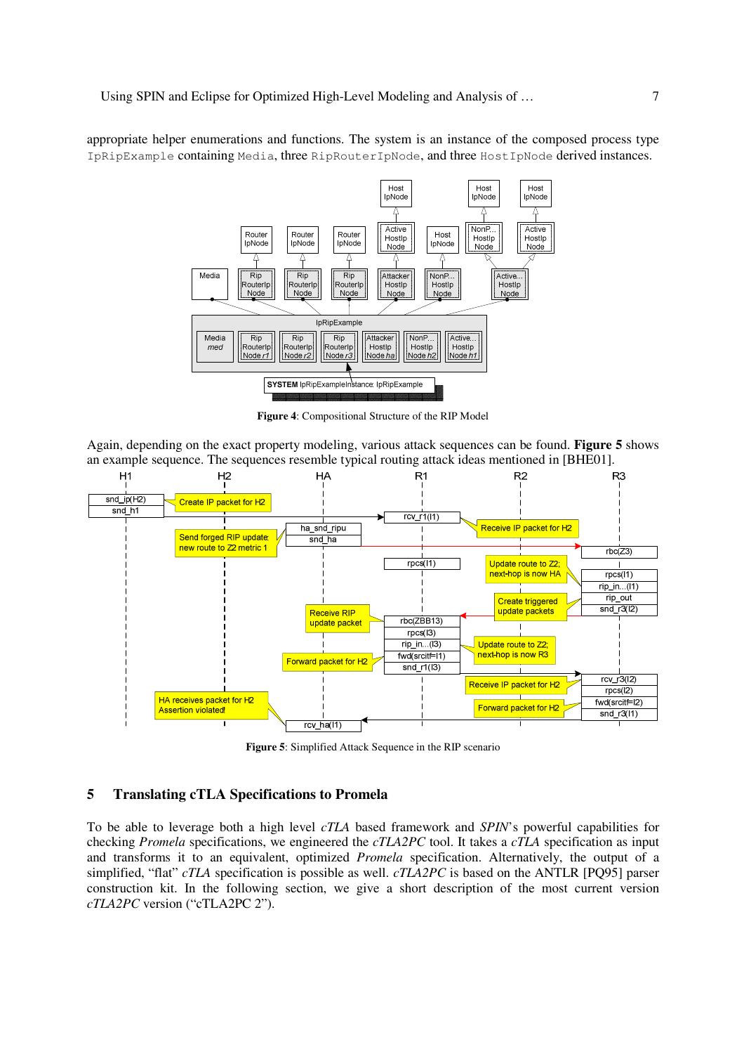appropriate helper enumerations and functions. The system is an instance of the composed process type `IpRipExample` containing `Media`, three `RipRouterIpNode`, and three `HostIpNode` derived instances.

**Figure 4**: Compositional Structure of the RIP Model

Again, depending on the exact property modeling, various attack sequences can be found. **Figure 5** shows an example sequence. The sequences resemble typical routing attack ideas mentioned in [BHE01].

**Figure 5**: Simplified Attack Sequence in the RIP scenario

## 5 Translating cTLA Specifications to Promela

To be able to leverage both a high level *cTLA* based framework and *SPIN*'s powerful capabilities for checking *Promela* specifications, we engineered the *cTLA2PC* tool. It takes a *cTLA* specification as input and transforms it to an equivalent, optimized *Promela* specification. Alternatively, the output of a simplified, "flat" *cTLA* specification is possible as well. *cTLA2PC* is based on the ANTLR [PQ95] parser construction kit. In the following section, we give a short description of the most current version *cTLA2PC* version ("cTLA2PC 2").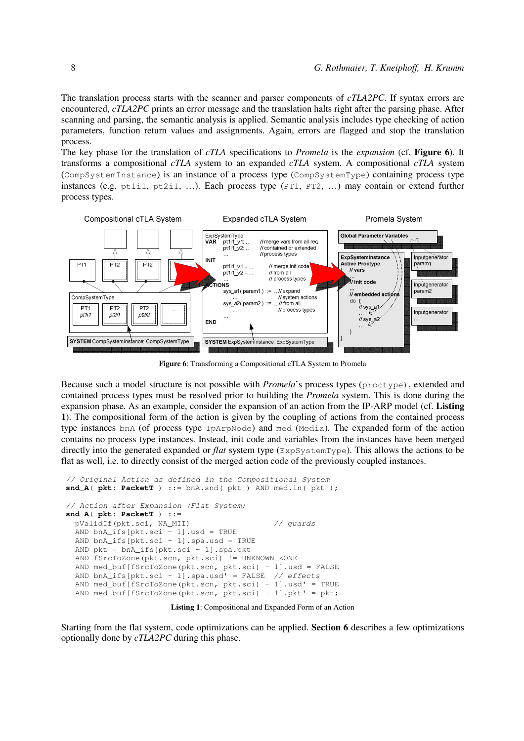The translation process starts with the scanner and parser components of *cTLA2PC*. If syntax errors are encountered, *cTLA2PC* prints an error message and the translation halts right after the parsing phase. After scanning and parsing, the semantic analysis is applied. Semantic analysis includes type checking of action parameters, function return values and assignments. Again, errors are flagged and stop the translation process.

The key phase for the translation of *cTLA* specifications to *Promela* is the *expansion* (cf. **Figure 6**). It transforms a compositional *cTLA* system to an expanded *cTLA* system. A compositional *cTLA* system (`CompSystemInstance`) is an instance of a process type (`CompSystemType`) containing process type instances (e.g. `pt1i1`, `pt2i1`, …). Each process type (`PT1`, `PT2`, …) may contain or extend further process types.

**Figure 6**: Transforming a Compositional cTLA System to Promela

Because such a model structure is not possible with *Promela*'s process types (`proctype`), extended and contained process types must be resolved prior to building the *Promela* system. This is done during the expansion phase. As an example, consider the expansion of an action from the IP-ARP model (cf. **Listing 1**). The compositional form of the action is given by the coupling of actions from the contained process type instances `bnA` (of process type `IpArpNode`) and `med` (`Media`). The expanded form of the action contains no process type instances. Instead, init code and variables from the instances have been merged directly into the generated expanded or *flat* system type (`ExpSystemType`). This allows the actions to be flat as well, i.e. to directly consist of the merged action code of the previously coupled instances.

```
// Original Action as defined in the Compositional System
snd_A( pkt: PacketT ) ::= bnA.snd( pkt ) AND med.in( pkt );

// Action after Expansion (Flat System)
snd_A( pkt: PacketT ) ::=
  pValidIf(pkt.sci, NA_MII)                       // guards
  AND bnA_ifs[pkt.sci - 1].usd = TRUE
  AND bnA_ifs[pkt.sci - 1].spa.usd = TRUE
  AND pkt = bnA_ifs[pkt.sci - 1].spa.pkt
  AND fSrcToZone(pkt.scn, pkt.sci) != UNKNOWN_ZONE
  AND med_buf[fSrcToZone(pkt.scn, pkt.sci) - 1].usd = FALSE
  AND bnA_ifs[pkt.sci - 1].spa.usd' = FALSE  // effects
  AND med_buf[fSrcToZone(pkt.scn, pkt.sci) - 1].usd' = TRUE
  AND med_buf[fSrcToZone(pkt.scn, pkt.sci) - 1].pkt' = pkt;
```

**Listing 1**: Compositional and Expanded Form of an Action

Starting from the flat system, code optimizations can be applied. **Section 6** describes a few optimizations optionally done by *cTLA2PC* during this phase.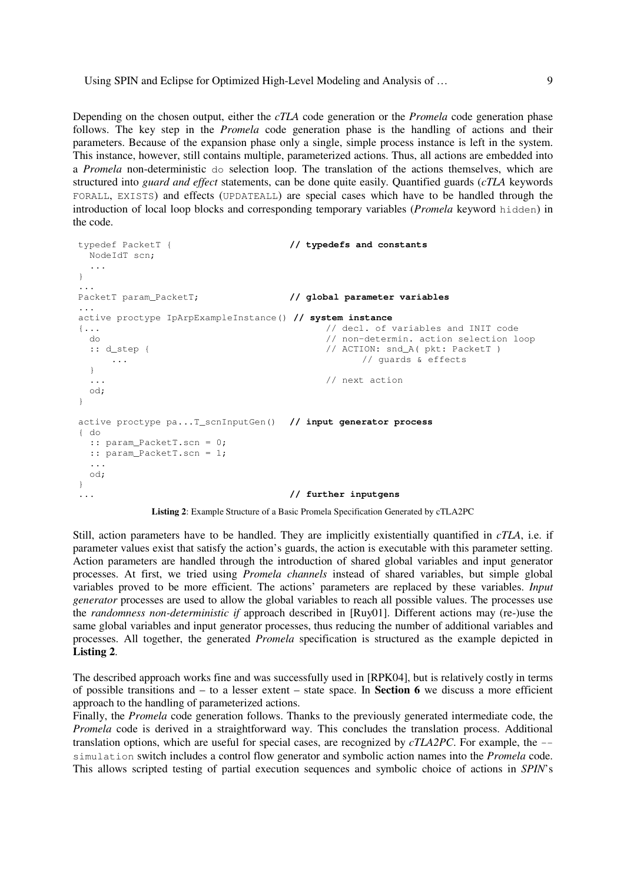Depending on the chosen output, either the *cTLA* code generation or the *Promela* code generation phase follows. The key step in the *Promela* code generation phase is the handling of actions and their parameters. Because of the expansion phase only a single, simple process instance is left in the system. This instance, however, still contains multiple, parameterized actions. Thus, all actions are embedded into a *Promela* non-deterministic `do` selection loop. The translation of the actions themselves, which are structured into *guard and effect* statements, can be done quite easily. Quantified guards (*cTLA* keywords `FORALL`, `EXISTS`) and effects (`UPDATEALL`) are special cases which have to be handled through the introduction of local loop blocks and corresponding temporary variables (*Promela* keyword `hidden`) in the code.

```
typedef PacketT {                    // typedefs and constants
  NodeIdT scn;
  ...
}
...
PacketT param_PacketT;               // global parameter variables
...
active proctype IpArpExampleInstance() // system instance
{...                                     // decl. of variables and INIT code
  do                                     // non-determin. action selection loop
  :: d_step {                            // ACTION: snd_A( pkt: PacketT )
      ...                                      // guards & effects
  }
  ...                                    // next action
  od;
}

active proctype pa...T_scnInputGen()  // input generator process
{ do
  :: param_PacketT.scn = 0;
  :: param_PacketT.scn = 1;
  ...
  od;
}
...                                  // further inputgens
```

**Listing 2**: Example Structure of a Basic Promela Specification Generated by cTLA2PC

Still, action parameters have to be handled. They are implicitly existentially quantified in *cTLA*, i.e. if parameter values exist that satisfy the action's guards, the action is executable with this parameter setting. Action parameters are handled through the introduction of shared global variables and input generator processes. At first, we tried using *Promela channels* instead of shared variables, but simple global variables proved to be more efficient. The actions' parameters are replaced by these variables. *Input generator* processes are used to allow the global variables to reach all possible values. The processes use the *randomness non-deterministic if* approach described in [Ruy01]. Different actions may (re-)use the same global variables and input generator processes, thus reducing the number of additional variables and processes. All together, the generated *Promela* specification is structured as the example depicted in **Listing 2**.

The described approach works fine and was successfully used in [RPK04], but is relatively costly in terms of possible transitions and – to a lesser extent – state space. In **Section 6** we discuss a more efficient approach to the handling of parameterized actions.

Finally, the *Promela* code generation follows. Thanks to the previously generated intermediate code, the *Promela* code is derived in a straightforward way. This concludes the translation process. Additional translation options, which are useful for special cases, are recognized by *cTLA2PC*. For example, the `--simulation` switch includes a control flow generator and symbolic action names into the *Promela* code. This allows scripted testing of partial execution sequences and symbolic choice of actions in *SPIN*'s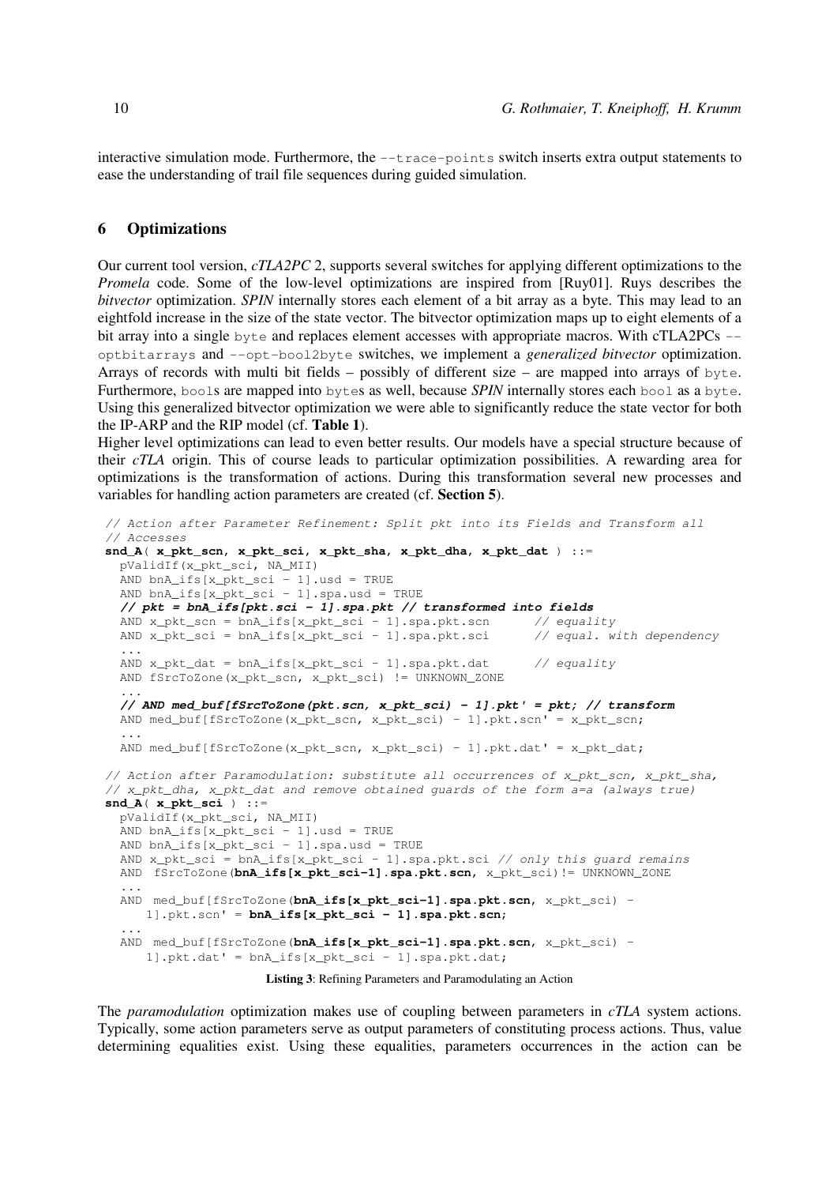interactive simulation mode. Furthermore, the `--trace-points` switch inserts extra output statements to ease the understanding of trail file sequences during guided simulation.

## 6 Optimizations

Our current tool version, *cTLA2PC* 2, supports several switches for applying different optimizations to the *Promela* code. Some of the low-level optimizations are inspired from [Ruy01]. Ruys describes the *bitvector* optimization. *SPIN* internally stores each element of a bit array as a byte. This may lead to an eightfold increase in the size of the state vector. The bitvector optimization maps up to eight elements of a bit array into a single `byte` and replaces element accesses with appropriate macros. With cTLA2PCs `--optbitarrays` and `--opt-bool2byte` switches, we implement a *generalized bitvector* optimization. Arrays of records with multi bit fields – possibly of different size – are mapped into arrays of `byte`. Furthermore, `bool`s are mapped into `byte`s as well, because *SPIN* internally stores each `bool` as a `byte`. Using this generalized bitvector optimization we were able to significantly reduce the state vector for both the IP-ARP and the RIP model (cf. **Table 1**).

Higher level optimizations can lead to even better results. Our models have a special structure because of their *cTLA* origin. This of course leads to particular optimization possibilities. A rewarding area for optimizations is the transformation of actions. During this transformation several new processes and variables for handling action parameters are created (cf. **Section 5**).

```
// Action after Parameter Refinement: Split pkt into its Fields and Transform all
// Accesses
snd_A( x_pkt_scn, x_pkt_sci, x_pkt_sha, x_pkt_dha, x_pkt_dat ) ::=
  pValidIf(x_pkt_sci, NA_MII)
  AND bnA_ifs[x_pkt_sci - 1].usd = TRUE
  AND bnA_ifs[x_pkt_sci - 1].spa.usd = TRUE
  // pkt = bnA_ifs[pkt.sci - 1].spa.pkt // transformed into fields
  AND x_pkt_scn = bnA_ifs[x_pkt_sci - 1].spa.pkt.scn      // equality
  AND x_pkt_sci = bnA_ifs[x_pkt_sci - 1].spa.pkt.sci      // equal. with dependency
  ...
  AND x_pkt_dat = bnA_ifs[x_pkt_sci - 1].spa.pkt.dat      // equality
  AND fSrcToZone(x_pkt_scn, x_pkt_sci) != UNKNOWN_ZONE
  ...
  // AND med_buf[fSrcToZone(pkt.scn, x_pkt_sci) - 1].pkt' = pkt; // transform
  AND med_buf[fSrcToZone(x_pkt_scn, x_pkt_sci) - 1].pkt.scn' = x_pkt_scn;
  ...
  AND med_buf[fSrcToZone(x_pkt_scn, x_pkt_sci) - 1].pkt.dat' = x_pkt_dat;

// Action after Paramodulation: substitute all occurrences of x_pkt_scn, x_pkt_sha,
// x_pkt_dha, x_pkt_dat and remove obtained guards of the form a=a (always true)
snd_A( x_pkt_sci ) ::=
  pValidIf(x_pkt_sci, NA_MII)
  AND bnA_ifs[x_pkt_sci - 1].usd = TRUE
  AND bnA_ifs[x_pkt_sci - 1].spa.usd = TRUE
  AND x_pkt_sci = bnA_ifs[x_pkt_sci - 1].spa.pkt.sci // only this guard remains
  AND  fSrcToZone(bnA_ifs[x_pkt_sci-1].spa.pkt.scn, x_pkt_sci)!= UNKNOWN_ZONE
  ...
  AND  med_buf[fSrcToZone(bnA_ifs[x_pkt_sci-1].spa.pkt.scn, x_pkt_sci) -
      1].pkt.scn' = bnA_ifs[x_pkt_sci - 1].spa.pkt.scn;
  ...
  AND  med_buf[fSrcToZone(bnA_ifs[x_pkt_sci-1].spa.pkt.scn, x_pkt_sci) -
      1].pkt.dat' = bnA_ifs[x_pkt_sci - 1].spa.pkt.dat;
```

**Listing 3**: Refining Parameters and Paramodulating an Action

The *paramodulation* optimization makes use of coupling between parameters in *cTLA* system actions. Typically, some action parameters serve as output parameters of constituting process actions. Thus, value determining equalities exist. Using these equalities, parameters occurrences in the action can be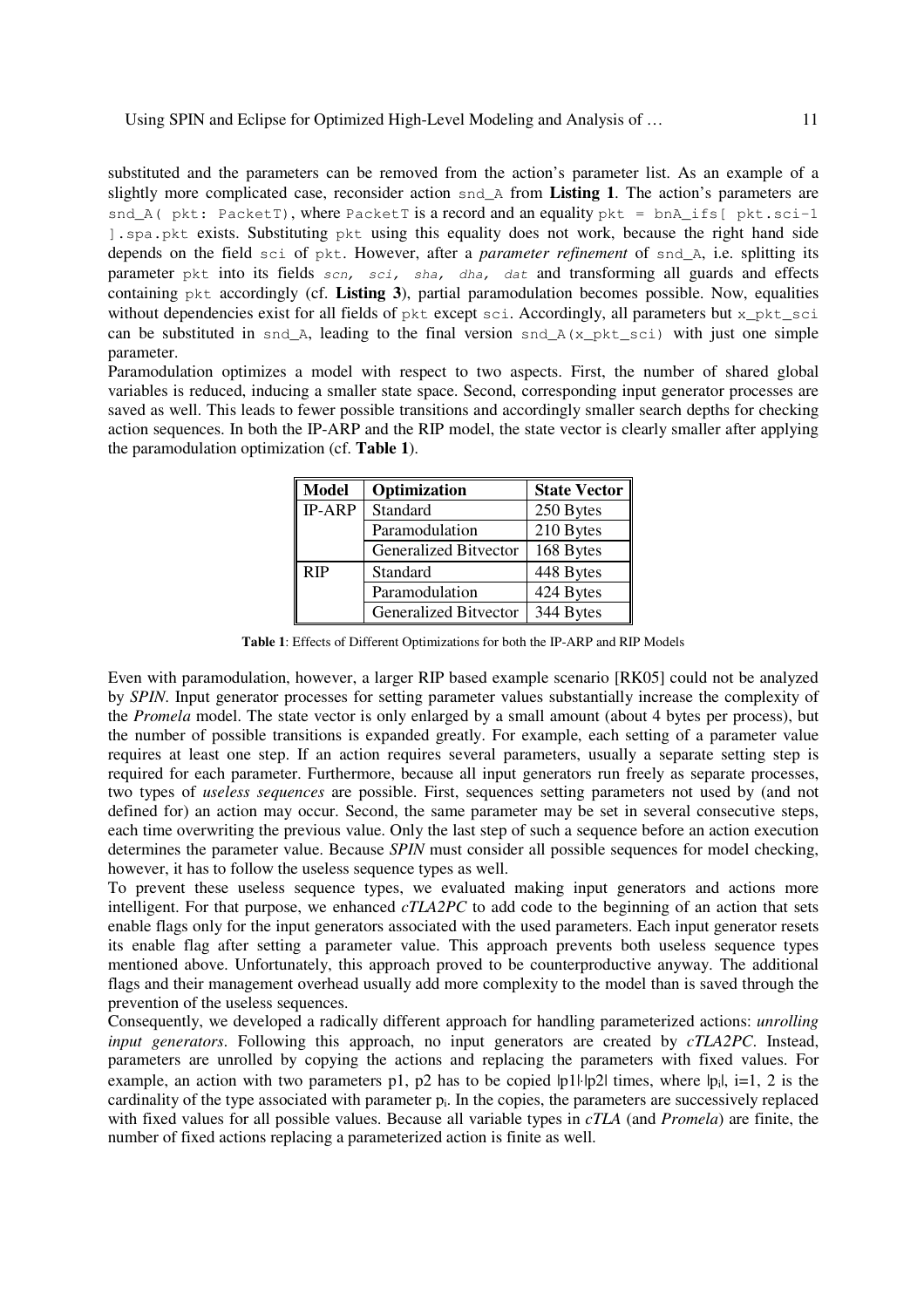substituted and the parameters can be removed from the action's parameter list. As an example of a slightly more complicated case, reconsider action `snd_A` from **Listing 1**. The action's parameters are `snd_A( pkt: PacketT)`, where `PacketT` is a record and an equality `pkt = bnA_ifs[ pkt.sci-1 ].spa.pkt` exists. Substituting `pkt` using this equality does not work, because the right hand side depends on the field `sci` of `pkt`. However, after a *parameter refinement* of `snd_A`, i.e. splitting its parameter `pkt` into its fields *`scn, sci, sha, dha, dat`* and transforming all guards and effects containing `pkt` accordingly (cf. **Listing 3**), partial paramodulation becomes possible. Now, equalities without dependencies exist for all fields of `pkt` except `sci`. Accordingly, all parameters but `x_pkt_sci` can be substituted in `snd_A`, leading to the final version `snd_A(x_pkt_sci)` with just one simple parameter.

Paramodulation optimizes a model with respect to two aspects. First, the number of shared global variables is reduced, inducing a smaller state space. Second, corresponding input generator processes are saved as well. This leads to fewer possible transitions and accordingly smaller search depths for checking action sequences. In both the IP-ARP and the RIP model, the state vector is clearly smaller after applying the paramodulation optimization (cf. **Table 1**).

| Model | Optimization | State Vector |
|---|---|---|
| IP-ARP | Standard | 250 Bytes |
| | Paramodulation | 210 Bytes |
| | Generalized Bitvector | 168 Bytes |
| RIP | Standard | 448 Bytes |
| | Paramodulation | 424 Bytes |
| | Generalized Bitvector | 344 Bytes |

**Table 1**: Effects of Different Optimizations for both the IP-ARP and RIP Models

Even with paramodulation, however, a larger RIP based example scenario [RK05] could not be analyzed by *SPIN*. Input generator processes for setting parameter values substantially increase the complexity of the *Promela* model. The state vector is only enlarged by a small amount (about 4 bytes per process), but the number of possible transitions is expanded greatly. For example, each setting of a parameter value requires at least one step. If an action requires several parameters, usually a separate setting step is required for each parameter. Furthermore, because all input generators run freely as separate processes, two types of *useless sequences* are possible. First, sequences setting parameters not used by (and not defined for) an action may occur. Second, the same parameter may be set in several consecutive steps, each time overwriting the previous value. Only the last step of such a sequence before an action execution determines the parameter value. Because *SPIN* must consider all possible sequences for model checking, however, it has to follow the useless sequence types as well.

To prevent these useless sequence types, we evaluated making input generators and actions more intelligent. For that purpose, we enhanced *cTLA2PC* to add code to the beginning of an action that sets enable flags only for the input generators associated with the used parameters. Each input generator resets its enable flag after setting a parameter value. This approach prevents both useless sequence types mentioned above. Unfortunately, this approach proved to be counterproductive anyway. The additional flags and their management overhead usually add more complexity to the model than is saved through the prevention of the useless sequences.

Consequently, we developed a radically different approach for handling parameterized actions: *unrolling input generators*. Following this approach, no input generators are created by *cTLA2PC*. Instead, parameters are unrolled by copying the actions and replacing the parameters with fixed values. For example, an action with two parameters p1, p2 has to be copied $|p1|\cdot|p2|$ times, where $|p_i|$, i=1, 2 is the cardinality of the type associated with parameter $p_i$. In the copies, the parameters are successively replaced with fixed values for all possible values. Because all variable types in *cTLA* (and *Promela*) are finite, the number of fixed actions replacing a parameterized action is finite as well.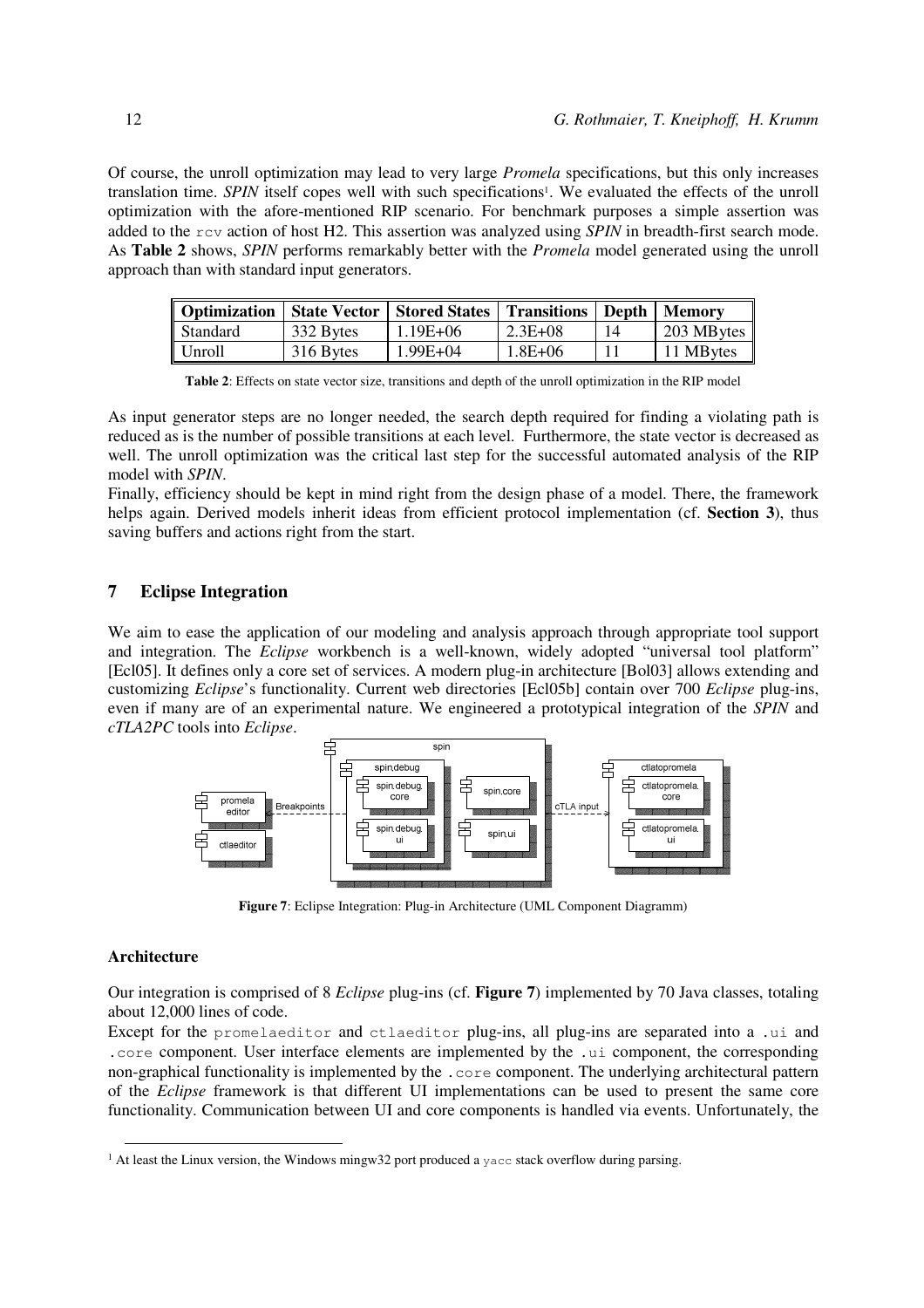Of course, the unroll optimization may lead to very large *Promela* specifications, but this only increases translation time. *SPIN* itself copes well with such specifications[1]. We evaluated the effects of the unroll optimization with the afore-mentioned RIP scenario. For benchmark purposes a simple assertion was added to the `rcv` action of host H2. This assertion was analyzed using *SPIN* in breadth-first search mode. As **Table 2** shows, *SPIN* performs remarkably better with the *Promela* model generated using the unroll approach than with standard input generators.

| Optimization | State Vector | Stored States | Transitions | Depth | Memory |
|---|---|---|---|---|---|
| Standard | 332 Bytes | 1.19E+06 | 2.3E+08 | 14 | 203 MBytes |
| Unroll | 316 Bytes | 1.99E+04 | 1.8E+06 | 11 | 11 MBytes |

**Table 2**: Effects on state vector size, transitions and depth of the unroll optimization in the RIP model

As input generator steps are no longer needed, the search depth required for finding a violating path is reduced as is the number of possible transitions at each level. Furthermore, the state vector is decreased as well. The unroll optimization was the critical last step for the successful automated analysis of the RIP model with *SPIN*.

Finally, efficiency should be kept in mind right from the design phase of a model. There, the framework helps again. Derived models inherit ideas from efficient protocol implementation (cf. **Section 3**), thus saving buffers and actions right from the start.

## 7 Eclipse Integration

We aim to ease the application of our modeling and analysis approach through appropriate tool support and integration. The *Eclipse* workbench is a well-known, widely adopted "universal tool platform" [Ecl05]. It defines only a core set of services. A modern plug-in architecture [Bol03] allows extending and customizing *Eclipse*'s functionality. Current web directories [Ecl05b] contain over 700 *Eclipse* plug-ins, even if many are of an experimental nature. We engineered a prototypical integration of the *SPIN* and *cTLA2PC* tools into *Eclipse*.

**Figure 7**: Eclipse Integration: Plug-in Architecture (UML Component Diagramm)

### Architecture

Our integration is comprised of 8 *Eclipse* plug-ins (cf. **Figure 7**) implemented by 70 Java classes, totaling about 12,000 lines of code.

Except for the `promelaeditor` and `ctlaeditor` plug-ins, all plug-ins are separated into a `.ui` and `.core` component. User interface elements are implemented by the `.ui` component, the corresponding non-graphical functionality is implemented by the `.core` component. The underlying architectural pattern of the *Eclipse* framework is that different UI implementations can be used to present the same core functionality. Communication between UI and core components is handled via events. Unfortunately, the

[1] At least the Linux version, the Windows mingw32 port produced a `yacc` stack overflow during parsing.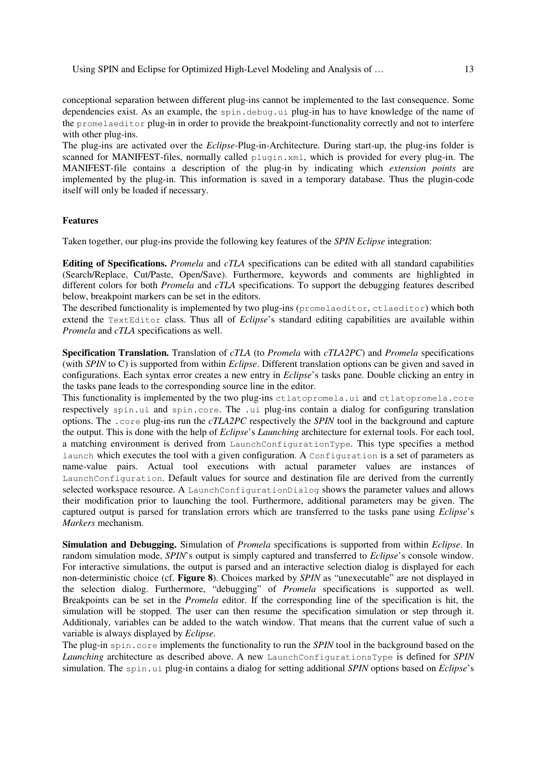conceptional separation between different plug-ins cannot be implemented to the last consequence. Some dependencies exist. As an example, the `spin.debug.ui` plug-in has to have knowledge of the name of the `promelaeditor` plug-in in order to provide the breakpoint-functionality correctly and not to interfere with other plug-ins.

The plug-ins are activated over the *Eclipse*-Plug-in-Architecture. During start-up, the plug-ins folder is scanned for MANIFEST-files, normally called `plugin.xml`, which is provided for every plug-in. The MANIFEST-file contains a description of the plug-in by indicating which *extension points* are implemented by the plug-in. This information is saved in a temporary database. Thus the plugin-code itself will only be loaded if necessary.

**Features**

Taken together, our plug-ins provide the following key features of the *SPIN Eclipse* integration:

**Editing of Specifications.** *Promela* and *cTLA* specifications can be edited with all standard capabilities (Search/Replace, Cut/Paste, Open/Save). Furthermore, keywords and comments are highlighted in different colors for both *Promela* and *cTLA* specifications. To support the debugging features described below, breakpoint markers can be set in the editors.

The described functionality is implemented by two plug-ins (`promelaeditor`, `ctlaeditor`) which both extend the `TextEditor` class. Thus all of *Eclipse*'s standard editing capabilities are available within *Promela* and *cTLA* specifications as well.

**Specification Translation.** Translation of *cTLA* (to *Promela* with *cTLA2PC*) and *Promela* specifications (with *SPIN* to C) is supported from within *Eclipse*. Different translation options can be given and saved in configurations. Each syntax error creates a new entry in *Eclipse*'s tasks pane. Double clicking an entry in the tasks pane leads to the corresponding source line in the editor.

This functionality is implemented by the two plug-ins `ctlatopromela.ui` and `ctlatopromela.core` respectively `spin.ui` and `spin.core`. The `.ui` plug-ins contain a dialog for configuring translation options. The `.core` plug-ins run the *cTLA2PC* respectively the *SPIN* tool in the background and capture the output. This is done with the help of *Eclipse*'s *Launching* architecture for external tools. For each tool, a matching environment is derived from `LaunchConfigurationType`. This type specifies a method `launch` which executes the tool with a given configuration. A `Configuration` is a set of parameters as name-value pairs. Actual tool executions with actual parameter values are instances of `LaunchConfiguration`. Default values for source and destination file are derived from the currently selected workspace resource. A `LaunchConfigurationDialog` shows the parameter values and allows their modification prior to launching the tool. Furthermore, additional parameters may be given. The captured output is parsed for translation errors which are transferred to the tasks pane using *Eclipse*'s *Markers* mechanism.

**Simulation and Debugging.** Simulation of *Promela* specifications is supported from within *Eclipse*. In random simulation mode, *SPIN*'s output is simply captured and transferred to *Eclipse*'s console window. For interactive simulations, the output is parsed and an interactive selection dialog is displayed for each non-deterministic choice (cf. **Figure 8**). Choices marked by *SPIN* as "unexecutable" are not displayed in the selection dialog. Furthermore, "debugging" of *Promela* specifications is supported as well. Breakpoints can be set in the *Promela* editor. If the corresponding line of the specification is hit, the simulation will be stopped. The user can then resume the specification simulation or step through it. Additionaly, variables can be added to the watch window. That means that the current value of such a variable is always displayed by *Eclipse*.

The plug-in `spin.core` implements the functionality to run the *SPIN* tool in the background based on the *Launching* architecture as described above. A new `LaunchConfigurationsType` is defined for *SPIN* simulation. The `spin.ui` plug-in contains a dialog for setting additional *SPIN* options based on *Eclipse*'s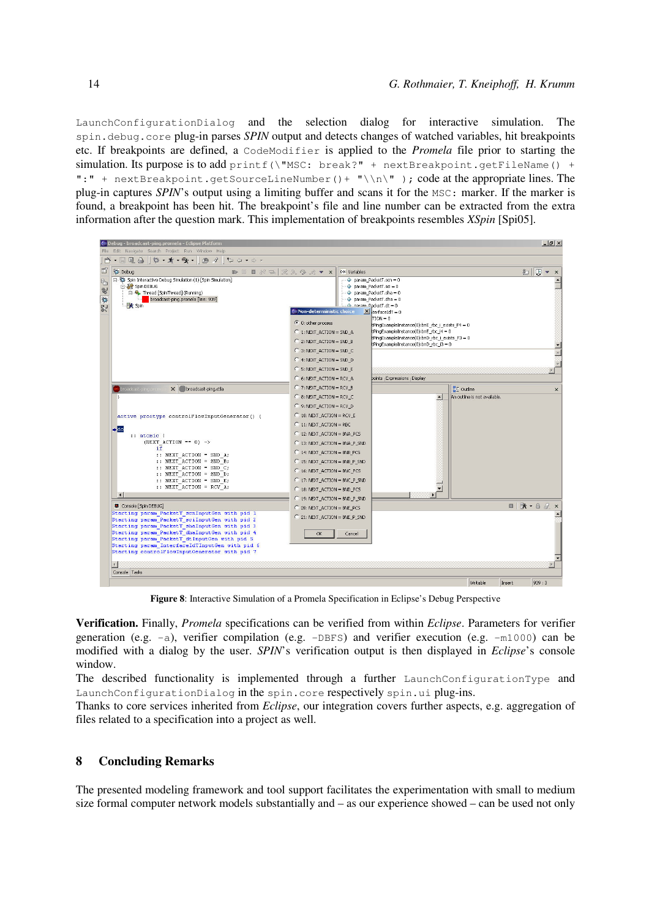`LaunchConfigurationDialog` and the selection dialog for interactive simulation. The `spin.debug.core` plug-in parses *SPIN* output and detects changes of watched variables, hit breakpoints etc. If breakpoints are defined, a `CodeModifier` is applied to the *Promela* file prior to starting the simulation. Its purpose is to add `printf(\"MSC: break?" + nextBreakpoint.getFileName() + ":" + nextBreakpoint.getSourceLineNumber()+ "\\n\" );` code at the appropriate lines. The plug-in captures *SPIN*'s output using a limiting buffer and scans it for the `MSC:` marker. If the marker is found, a breakpoint has been hit. The breakpoint's file and line number can be extracted from the extra information after the question mark. This implementation of breakpoints resembles *XSpin* [Spi05].

**Figure 8**: Interactive Simulation of a Promela Specification in Eclipse's Debug Perspective

**Verification.** Finally, *Promela* specifications can be verified from within *Eclipse*. Parameters for verifier generation (e.g. `-a`), verifier compilation (e.g. `-DBFS`) and verifier execution (e.g. `-m1000`) can be modified with a dialog by the user. *SPIN*'s verification output is then displayed in *Eclipse*'s console window.

The described functionality is implemented through a further `LaunchConfigurationType` and `LaunchConfigurationDialog` in the `spin.core` respectively `spin.ui` plug-ins.

Thanks to core services inherited from *Eclipse*, our integration covers further aspects, e.g. aggregation of files related to a specification into a project as well.

## 8 Concluding Remarks

The presented modeling framework and tool support facilitates the experimentation with small to medium size formal computer network models substantially and – as our experience showed – can be used not only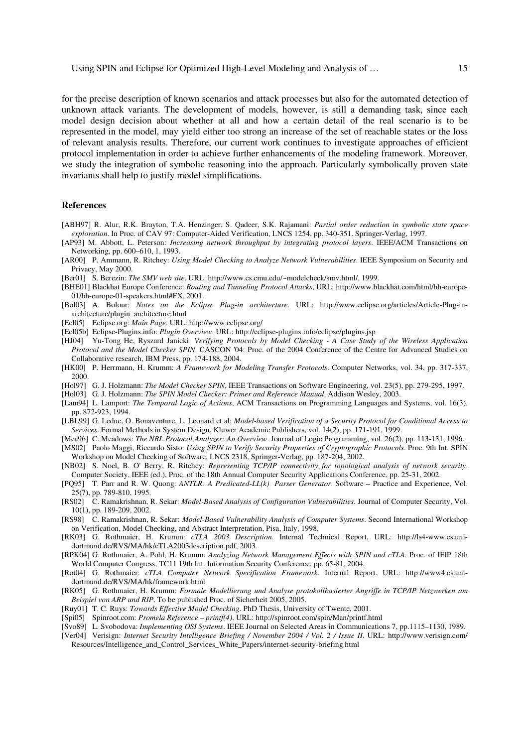for the precise description of known scenarios and attack processes but also for the automated detection of unknown attack variants. The development of models, however, is still a demanding task, since each model design decision about whether at all and how a certain detail of the real scenario is to be represented in the model, may yield either too strong an increase of the set of reachable states or the loss of relevant analysis results. Therefore, our current work continues to investigate approaches of efficient protocol implementation in order to achieve further enhancements of the modeling framework. Moreover, we study the integration of symbolic reasoning into the approach. Particularly symbolically proven state invariants shall help to justify model simplifications.

## References

[ABH97] R. Alur, R.K. Brayton, T.A. Henzinger, S. Qadeer, S.K. Rajamani: *Partial order reduction in symbolic state space exploration*. In Proc. of CAV 97: Computer-Aided Verification, LNCS 1254, pp. 340-351. Springer-Verlag, 1997.

[AP93] M. Abbott, L. Peterson: *Increasing network throughput by integrating protocol layers*. IEEE/ACM Transactions on Networking, pp. 600–610, 1, 1993.

[AR00] P. Ammann, R. Ritchey: *Using Model Checking to Analyze Network Vulnerabilities*. IEEE Symposium on Security and Privacy, May 2000.

[Ber01] S. Berezin: *The SMV web site*. URL: http://www.cs.cmu.edu/~modelcheck/smv.html/, 1999.

[BHE01] Blackhat Europe Conference: *Routing and Tunneling Protocol Attacks*, URL: http://www.blackhat.com/html/bh-europe-01/bh-europe-01-speakers.html#FX, 2001.

[Bol03] A. Bolour: *Notes on the Eclipse Plug-in architecture*. URL: http://www.eclipse.org/articles/Article-Plug-in-architecture/plugin_architecture.html

[Ecl05] Eclipse.org: *Main Page*. URL: http://www.eclipse.org/

[Ecl05b] Eclipse-Plugins.info: *Plugin Overview*. URL: http://eclipse-plugins.info/eclipse/plugins.jsp

[HJ04] Yu-Tong He, Ryszard Janicki: *Verifying Protocols by Model Checking - A Case Study of the Wireless Application Protocol and the Model Checker SPIN*. CASCON '04: Proc. of the 2004 Conference of the Centre for Advanced Studies on Collaborative research, IBM Press, pp. 174-188, 2004.

[HK00] P. Herrmann, H. Krumm: *A Framework for Modeling Transfer Protocols*. Computer Networks, vol. 34, pp. 317-337, 2000.

[Hol97] G. J. Holzmann: *The Model Checker SPIN*, IEEE Transactions on Software Engineering, vol. 23(5), pp. 279-295, 1997.

[Hol03] G. J. Holzmann: *The SPIN Model Checker: Primer and Reference Manual*. Addison Wesley, 2003.

[Lam94] L. Lamport: *The Temporal Logic of Actions*, ACM Transactions on Programming Languages and Systems, vol. 16(3), pp. 872-923, 1994.

[LBL99] G. Leduc, O. Bonaventure, L. Leonard et al: *Model-based Verification of a Security Protocol for Conditional Access to Services*. Formal Methods in System Design, Kluwer Academic Publishers, vol. 14(2), pp. 171-191, 1999.

[Mea96] C. Meadows: *The NRL Protocol Analyzer: An Overview*. Journal of Logic Programming, vol. 26(2), pp. 113-131, 1996.

[MS02] Paolo Maggi, Riccardo Sisto: *Using SPIN to Verify Security Properties of Cryptographic Protocols*. Proc. 9th Int. SPIN Workshop on Model Checking of Software, LNCS 2318, Springer-Verlag, pp. 187-204, 2002.

[NB02] S. Noel, B. O' Berry, R. Ritchey: *Representing TCP/IP connectivity for topological analysis of network security*. Computer Society, IEEE (ed.), Proc. of the 18th Annual Computer Security Applications Conference, pp. 25-31, 2002.

[PQ95] T. Parr and R. W. Quong: *ANTLR: A Predicated-LL(k) Parser Generator*. Software – Practice and Experience, Vol. 25(7), pp. 789-810, 1995.

[RS02] C. Ramakrishnan, R. Sekar: *Model-Based Analysis of Configuration Vulnerabilities*. Journal of Computer Security, Vol. 10(1), pp. 189-209, 2002.

[RS98] C. Ramakrishnan, R. Sekar: *Model-Based Vulnerability Analysis of Computer Systems*. Second International Workshop on Verification, Model Checking, and Abstract Interpretation, Pisa, Italy, 1998.

[RK03] G. Rothmaier, H. Krumm: *cTLA 2003 Description*. Internal Technical Report, URL: http://ls4-www.cs.uni-dortmund.de/RVS/MA/hk/cTLA2003description.pdf, 2003.

[RPK04] G. Rothmaier, A. Pohl, H. Krumm: *Analyzing Network Management Effects with SPIN and cTLA*. Proc. of IFIP 18th World Computer Congress, TC11 19th Int. Information Security Conference, pp. 65-81, 2004.

[Rot04] G. Rothmaier: *cTLA Computer Network Specification Framework*. Internal Report. URL: http://www4.cs.uni-dortmund.de/RVS/MA/hk/framework.html

[RK05] G. Rothmaier, H. Krumm: *Formale Modellierung und Analyse protokollbasierter Angriffe in TCP/IP Netzwerken am Beispiel von ARP und RIP*. To be published Proc. of Sicherheit 2005, 2005.

[Ruy01] T. C. Ruys: *Towards Effective Model Checking*. PhD Thesis, University of Twente, 2001.

[Spi05] Spinroot.com: *Promela Reference – printf(4)*. URL: http://spinroot.com/spin/Man/printf.html

[Svo89] L. Svobodova: *Implementing OSI Systems*. IEEE Journal on Selected Areas in Communications 7, pp.1115–1130, 1989.

[Ver04] Verisign: *Internet Security Intelligence Briefing / November 2004 / Vol. 2 / Issue II*. URL: http://www.verisign.com/Resources/Intelligence_and_Control_Services_White_Papers/internet-security-briefing.html